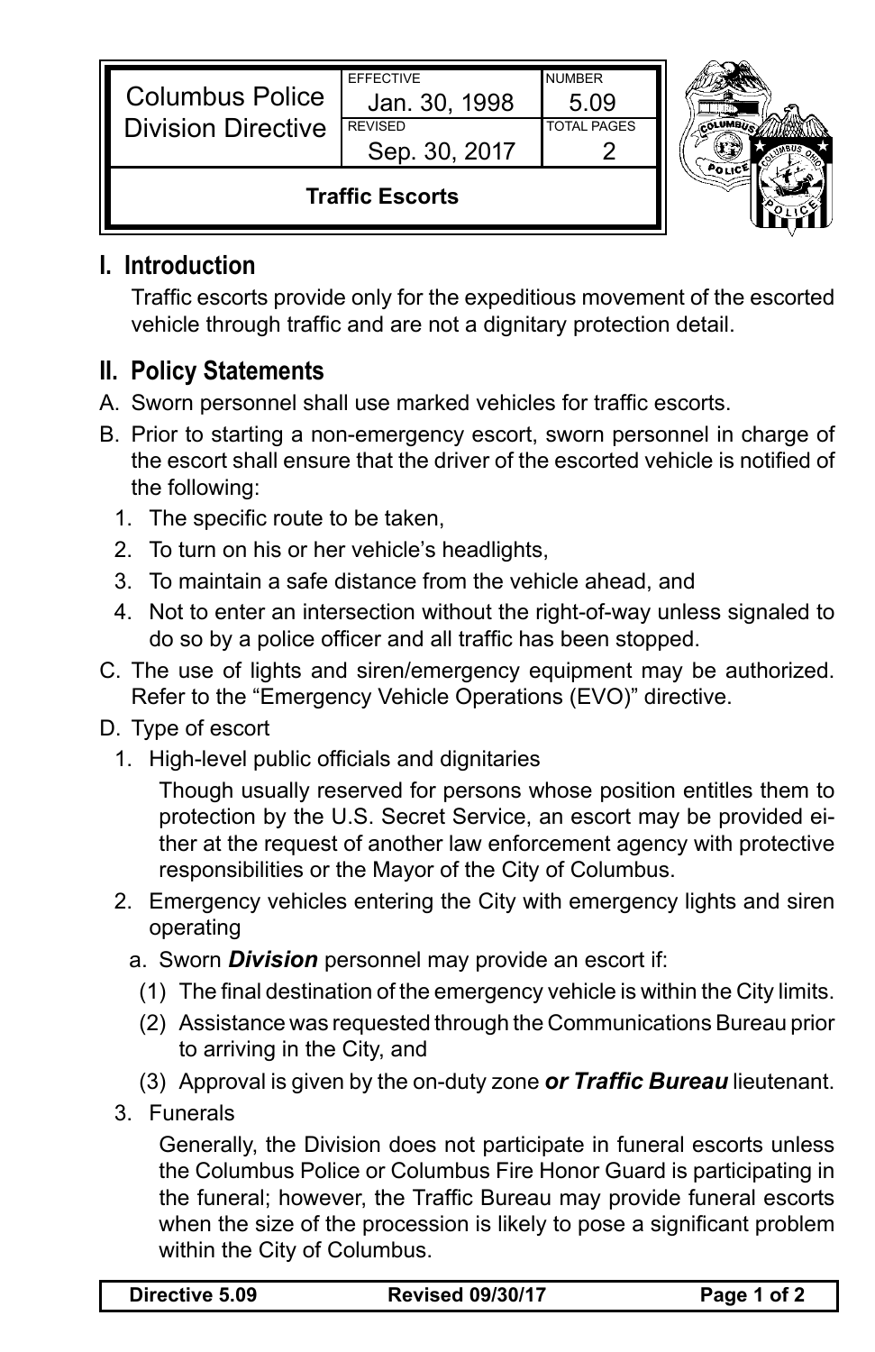| Columbus Police Division Directive | EFFECTIVE Jan. 30, 1998 | NUMBER 5.09 |
| --- | --- | --- |
| | REVISED Sep. 30, 2017 | TOTAL PAGES 2 |
| **Traffic Escorts** | | |

## I. Introduction

Traffic escorts provide only for the expeditious movement of the escorted vehicle through traffic and are not a dignitary protection detail.

## II. Policy Statements

A. Sworn personnel shall use marked vehicles for traffic escorts.

B. Prior to starting a non-emergency escort, sworn personnel in charge of the escort shall ensure that the driver of the escorted vehicle is notified of the following:

1. The specific route to be taken,
2. To turn on his or her vehicle's headlights,
3. To maintain a safe distance from the vehicle ahead, and
4. Not to enter an intersection without the right-of-way unless signaled to do so by a police officer and all traffic has been stopped.

C. The use of lights and siren/emergency equipment may be authorized. Refer to the "Emergency Vehicle Operations (EVO)" directive.

D. Type of escort

1. High-level public officials and dignitaries

   Though usually reserved for persons whose position entitles them to protection by the U.S. Secret Service, an escort may be provided either at the request of another law enforcement agency with protective responsibilities or the Mayor of the City of Columbus.

2. Emergency vehicles entering the City with emergency lights and siren operating

   a. Sworn ***Division*** personnel may provide an escort if:

      (1) The final destination of the emergency vehicle is within the City limits.

      (2) Assistance was requested through the Communications Bureau prior to arriving in the City, and

      (3) Approval is given by the on-duty zone ***or Traffic Bureau*** lieutenant.

3. Funerals

   Generally, the Division does not participate in funeral escorts unless the Columbus Police or Columbus Fire Honor Guard is participating in the funeral; however, the Traffic Bureau may provide funeral escorts when the size of the procession is likely to pose a significant problem within the City of Columbus.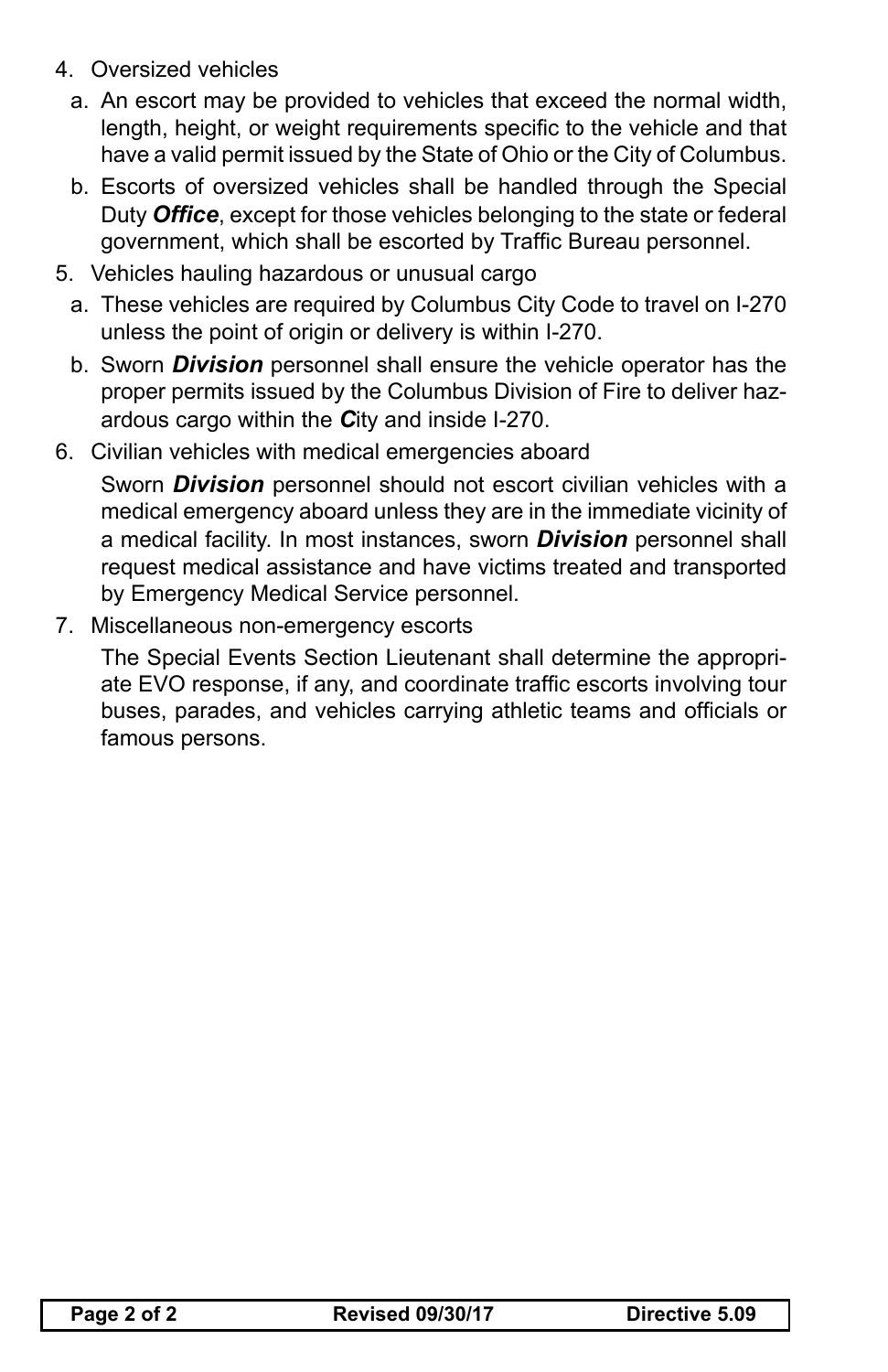4. Oversized vehicles

   a. An escort may be provided to vehicles that exceed the normal width, length, height, or weight requirements specific to the vehicle and that have a valid permit issued by the State of Ohio or the City of Columbus.

   b. Escorts of oversized vehicles shall be handled through the Special Duty ***Office***, except for those vehicles belonging to the state or federal government, which shall be escorted by Traffic Bureau personnel.

5. Vehicles hauling hazardous or unusual cargo

   a. These vehicles are required by Columbus City Code to travel on I-270 unless the point of origin or delivery is within I-270.

   b. Sworn ***Division*** personnel shall ensure the vehicle operator has the proper permits issued by the Columbus Division of Fire to deliver hazardous cargo within the ***C***ity and inside I-270.

6. Civilian vehicles with medical emergencies aboard

   Sworn ***Division*** personnel should not escort civilian vehicles with a medical emergency aboard unless they are in the immediate vicinity of a medical facility. In most instances, sworn ***Division*** personnel shall request medical assistance and have victims treated and transported by Emergency Medical Service personnel.

7. Miscellaneous non-emergency escorts

   The Special Events Section Lieutenant shall determine the appropriate EVO response, if any, and coordinate traffic escorts involving tour buses, parades, and vehicles carrying athletic teams and officials or famous persons.